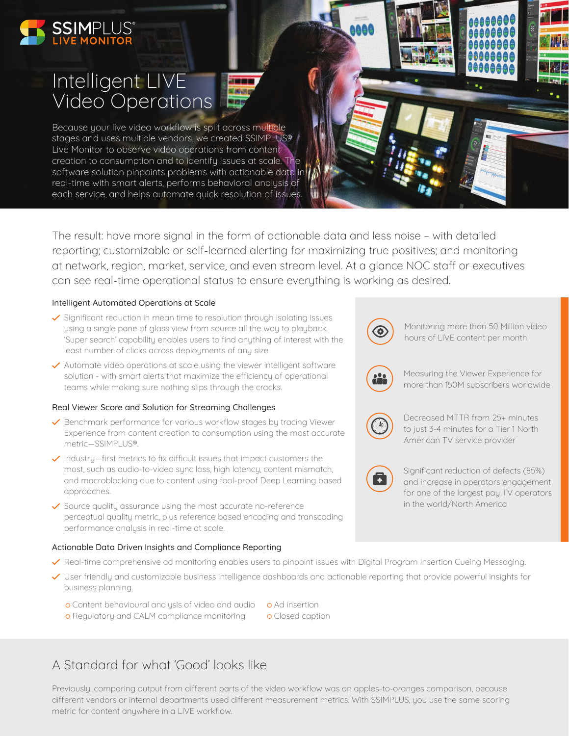**SSIMPLUS®**
**LIVE MONITOR**

# Intelligent LIVE Video Operations

Because your live video workflow is split across multiple stages and uses multiple vendors, we created SSIMPLUS® Live Monitor to observe video operations from content creation to consumption and to identify issues at scale. The software solution pinpoints problems with actionable data in real-time with smart alerts, performs behavioral analysis of each service, and helps automate quick resolution of issues.

The result: have more signal in the form of actionable data and less noise – with detailed reporting; customizable or self-learned alerting for maximizing true positives; and monitoring at network, region, market, service, and even stream level. At a glance NOC staff or executives can see real-time operational status to ensure everything is working as desired.

### Intelligent Automated Operations at Scale

- ✓ Significant reduction in mean time to resolution through isolating issues using a single pane of glass view from source all the way to playback. 'Super search' capability enables users to find anything of interest with the least number of clicks across deployments of any size.
- ✓ Automate video operations at scale using the viewer intelligent software solution - with smart alerts that maximize the efficiency of operational teams while making sure nothing slips through the cracks.

### Real Viewer Score and Solution for Streaming Challenges

- ✓ Benchmark performance for various workflow stages by tracing Viewer Experience from content creation to consumption using the most accurate metric—SSIMPLUS®.
- ✓ Industry—first metrics to fix difficult issues that impact customers the most, such as audio-to-video sync loss, high latency, content mismatch, and macroblocking due to content using fool-proof Deep Learning based approaches.
- ✓ Source quality assurance using the most accurate no-reference perceptual quality metric, plus reference based encoding and transcoding performance analysis in real-time at scale.

- Monitoring more than 50 Million video hours of LIVE content per month
- Measuring the Viewer Experience for more than 150M subscribers worldwide
- Decreased MTTR from 25+ minutes to just 3-4 minutes for a Tier 1 North American TV service provider
- Significant reduction of defects (85%) and increase in operators engagement for one of the largest pay TV operators in the world/North America

### Actionable Data Driven Insights and Compliance Reporting

- ✓ Real-time comprehensive ad monitoring enables users to pinpoint issues with Digital Program Insertion Cueing Messaging.
- ✓ User friendly and customizable business intelligence dashboards and actionable reporting that provide powerful insights for business planning.
  - Content behavioural analysis of video and audio
  - Regulatory and CALM compliance monitoring
  - Ad insertion
  - Closed caption

## A Standard for what 'Good' looks like

Previously, comparing output from different parts of the video workflow was an apples-to-oranges comparison, because different vendors or internal departments used different measurement metrics. With SSIMPLUS, you use the same scoring metric for content anywhere in a LIVE workflow.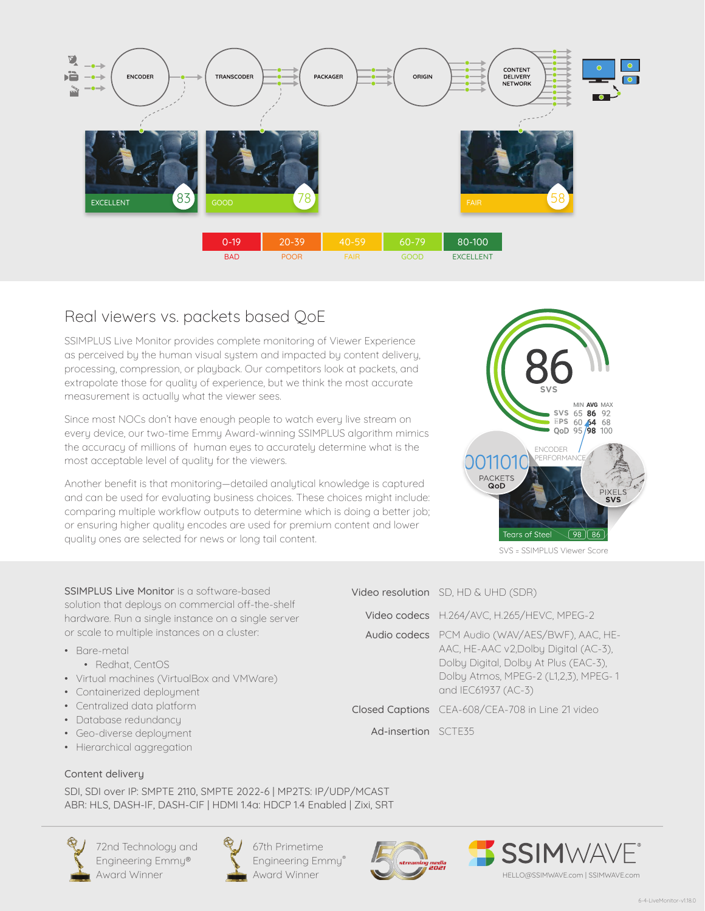ENCODER
TRANSCODER
PACKAGER
ORIGIN
CONTENT DELIVERY NETWORK

EXCELLENT 83
GOOD 78
FAIR 58

| 0-19 | 20-39 | 40-59 | 60-79 | 80-100 |
|---|---|---|---|---|
| BAD | POOR | FAIR | GOOD | EXCELLENT |

## Real viewers vs. packets based QoE

SSIMPLUS Live Monitor provides complete monitoring of Viewer Experience as perceived by the human visual system and impacted by content delivery, processing, compression, or playback. Our competitors look at packets, and extrapolate those for quality of experience, but we think the most accurate measurement is actually what the viewer sees.

Since most NOCs don't have enough people to watch every live stream on every device, our two-time Emmy Award-winning SSIMPLUS algorithm mimics the accuracy of millions of human eyes to accurately determine what is the most acceptable level of quality for the viewers.

Another benefit is that monitoring—detailed analytical knowledge is captured and can be used for evaluating business choices. These choices might include: comparing multiple workflow outputs to determine which is doing a better job; or ensuring higher quality encodes are used for premium content and lower quality ones are selected for news or long tail content.

86
SVS

| | MIN | AVG | MAX |
|---|---|---|---|
| SVS | 65 | 86 | 92 |
| FPS | 60 | 64 | 68 |
| QoD | 95 | 98 | 100 |

ENCODER PERFORMANCE
0011010 PACKETS QoD
PIXELS SVS
Tears of Steel 98 86

SVS = SSIMPLUS Viewer Score

**SSIMPLUS Live Monitor** is a software-based solution that deploys on commercial off-the-shelf hardware. Run a single instance on a single server or scale to multiple instances on a cluster:

- Bare-metal
  - Redhat, CentOS
- Virtual machines (VirtualBox and VMWare)
- Containerized deployment
- Centralized data platform
- Database redundancy
- Geo-diverse deployment
- Hierarchical aggregation

| | |
|---|---|
| Video resolution | SD, HD & UHD (SDR) |
| Video codecs | H.264/AVC, H.265/HEVC, MPEG-2 |
| Audio codecs | PCM Audio (WAV/AES/BWF), AAC, HE-AAC, HE-AAC v2,Dolby Digital (AC-3), Dolby Digital, Dolby At Plus (EAC-3), Dolby Atmos, MPEG-2 (L1,2,3), MPEG- 1 and IEC61937 (AC-3) |
| Closed Captions | CEA-608/CEA-708 in Line 21 video |
| Ad-insertion | SCTE35 |

### Content delivery

SDI, SDI over IP: SMPTE 2110, SMPTE 2022-6 | MP2TS: IP/UDP/MCAST
ABR: HLS, DASH-IF, DASH-CIF | HDMI 1.4a: HDCP 1.4 Enabled | Zixi, SRT

72nd Technology and Engineering Emmy® Award Winner

67th Primetime Engineering Emmy® Award Winner

streaming media 2021

SSIMWAVE®
HELLO@SSIMWAVE.com | SSIMWAVE.com

6-4-LiveMonitor-v1.18.0